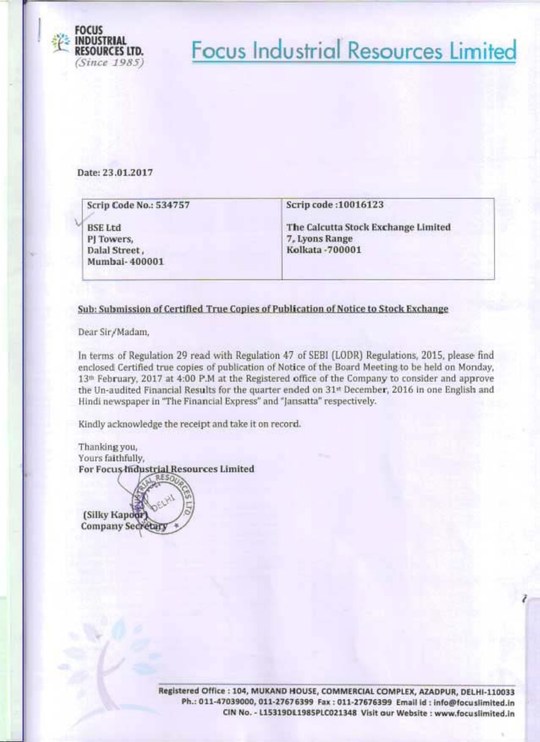FOCUS INDUSTRIAL RESOURCES LTD.
*(Since 1985)*

# Focus Industrial Resources Limited

Date: 23.01.2017

| Scrip Code No.: 534757 | Scrip code :10016123 |
|---|---|
| BSE Ltd<br>PJ Towers,<br>Dalal Street,<br>Mumbai- 400001 | The Calcutta Stock Exchange Limited<br>7, Lyons Range<br>Kolkata -700001 |

**Sub: Submission of Certified True Copies of Publication of Notice to Stock Exchange**

Dear Sir/Madam,

In terms of Regulation 29 read with Regulation 47 of SEBI (LODR) Regulations, 2015, please find enclosed Certified true copies of publication of Notice of the Board Meeting to be held on Monday, 13th February, 2017 at 4:00 P.M at the Registered office of the Company to consider and approve the Un-audited Financial Results for the quarter ended on 31st December, 2016 in one English and Hindi newspaper in "The Financial Express" and "Jansatta" respectively.

Kindly acknowledge the receipt and take it on record.

Thanking you,
Yours faithfully,
**For Focus Industrial Resources Limited**

**(Silky Kapoor)**
**Company Secretary**

Registered Office : 104, MUKAND HOUSE, COMMERCIAL COMPLEX, AZADPUR, DELHI-110033
Ph.: 011-47039000, 011-27676399 Fax : 011-27676399 Email id : info@focuslimited.in
CIN No. - L15319DL1985PLC021348 Visit our Website : www.focuslimited.in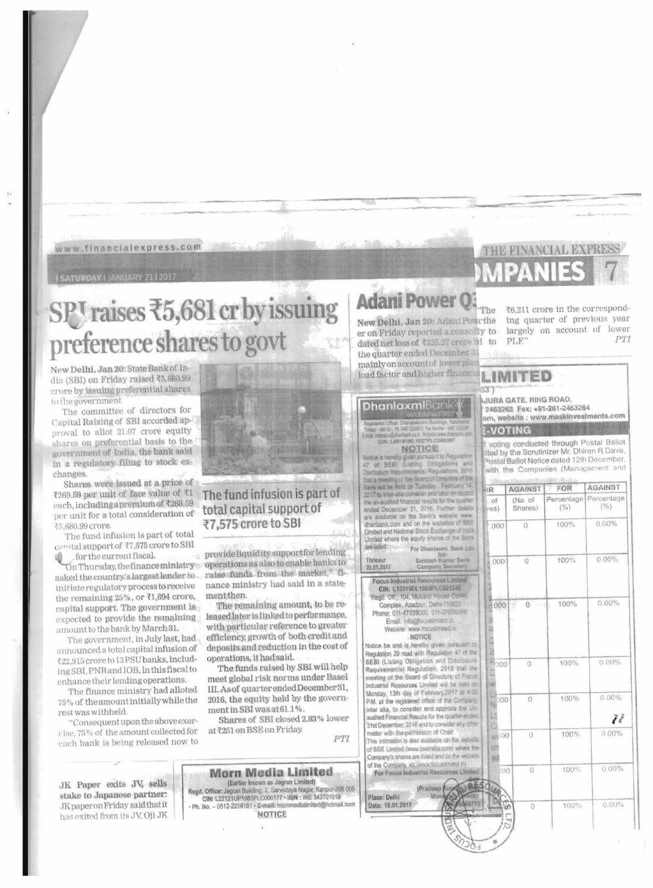# SBI raises ₹5,681 cr by issuing preference shares to govt

New Delhi, Jan 20: State Bank of India (SBI) on Friday raised ₹5,680.99 crore by issuing preferential shares to the government.

The committee of directors for Capital Raising of SBI accorded approval to allot 21.07 crore equity shares on preferential basis to the government of India, the bank said in a regulatory filing to stock exchanges.

Shares were issued at a price of ₹269.59 per unit of face value of ₹1 each, including a premium of ₹268.59 per unit for a total consideration of ₹5,680.99 crore.

The fund infusion is part of total capital support of ₹7,575 crore to SBI for the current fiscal.

On Thursday, the finance ministry asked the country's largest lender to initiate regulatory process to receive the remaining 25%, or ₹1,894 crore, capital support. The government is expected to provide the remaining amount to the bank by March 31.

The government, in July last, had announced a total capital infusion of ₹22,915 crore to 13 PSU banks, including SBI, PNB and IOB, in this fiscal to enhance their lending operations.

The finance ministry had alloted 75% of the amount initially while the rest was withheld.

"Consequent upon the above exercise, 75% of the amount collected for each bank is being released now to provide liquidity support for lending operations as also to enable banks to raise funds from the market," finance ministry had said in a statement then.

The remaining amount, to be released later is linked to performance, with particular reference to greater efficiency, growth of both credit and deposits and reduction in the cost of operations, it had said.

The funds raised by SBI will help meet global risk norms under Basel III. As of quarter ended December 31, 2016, the equity held by the government in SBI was at 61.1%.

Shares of SBI closed 2.83% lower at ₹251 on BSE on Friday.

*PTI*

**The fund infusion is part of total capital support of ₹7,575 crore to SBI**

## Adani Power Q3

New Delhi, Jan 20: Adani Power on Friday reported a consolidated net loss of ₹325.27 crore for the quarter ended December 31 mainly on account of lower plant load factor and higher finance... "The ... ₹6,211 crore in the corresponding quarter of previous year largely on account of lower PLF."

*PTI*

**JK Paper exits JV, sells stake to Japanese partner:** JK paper on Friday said that it has exited from its JV, Oji JK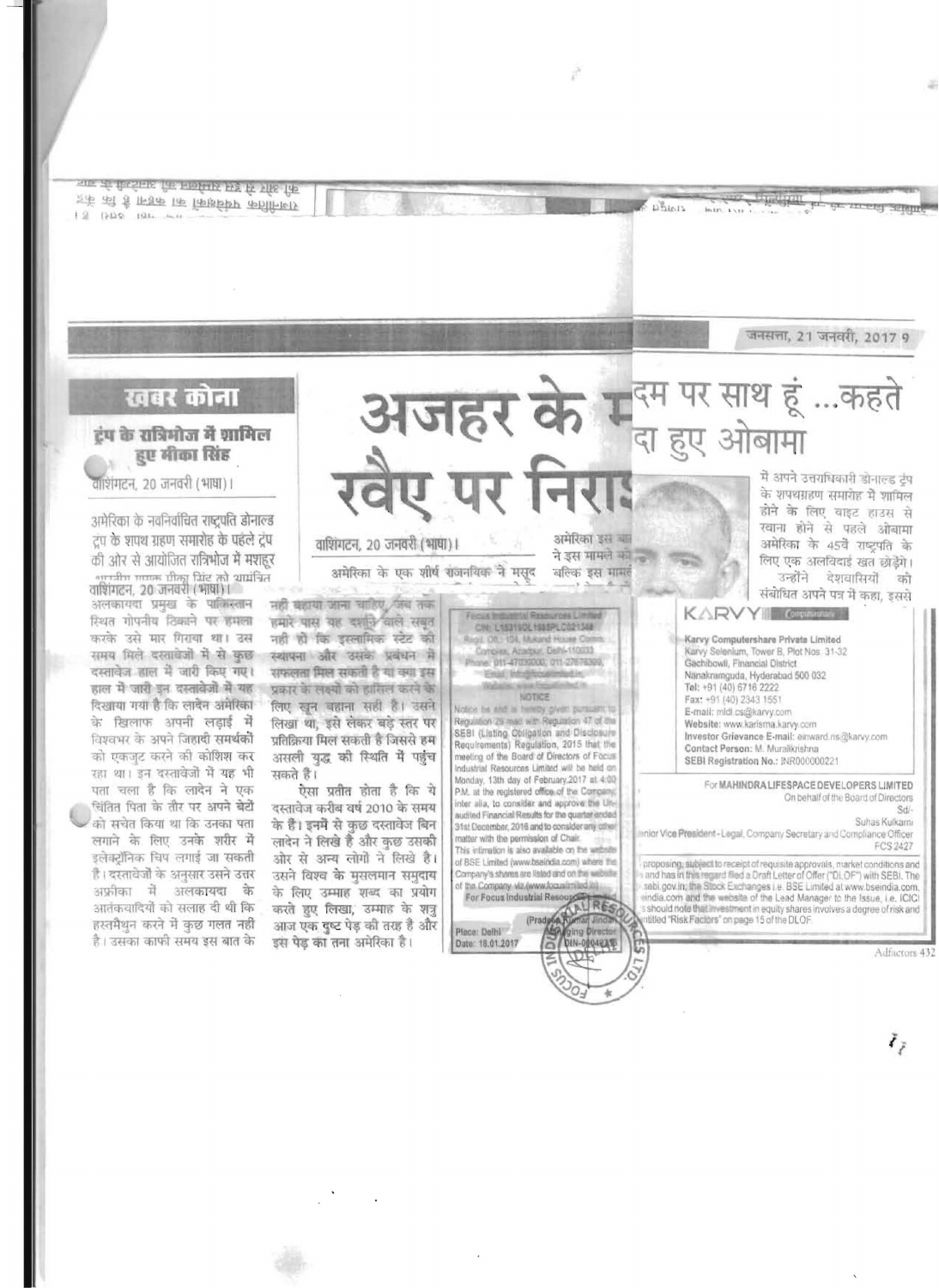## खबर कोना

### ट्रंप के रात्रिभोज में शामिल हुए मीका सिंह

वाशिंगटन, 20 जनवरी (भाषा)।

अमेरिका के नवनिर्वाचित राष्ट्रपति डोनाल्ड ट्रंप के शपथ ग्रहण समारोह के पहले ट्रंप की ओर से आयोजित रात्रिभोज में मशहूर भारतीय गायक मीका सिंह भी शामिल

# अजहर के रवैए पर निराश

वाशिंगटन, 20 जनवरी (भाषा)।

अमेरिका के एक शीर्ष राजनयिक ने मसूद ... अमेरिका इस बात ... ने इस मामले को ... बल्कि इस मामले

वाशिंगटन, 20 जनवरी (भाषा)।

अलकायदा प्रमुख के पाकिस्तान स्थित गोपनीय ठिकाने पर हमला करके उसे मार गिराया था। उस समय मिले दस्तावेजों में से कुछ दस्तावेज हाल में जारी किए गए। हाल में जारी इन दस्तावेजों में यह दिखाया गया है कि लादेन अमेरिका के खिलाफ अपनी लड़ाई में विश्वभर के अपने जिहादी समर्थकों को एकजुट करने की कोशिश कर रहा था। इन दस्तावेजों में यह भी पता चला है कि लादेन ने एक चिंतित पिता के तौर पर अपने बेटों को सचेत किया था कि उनका पता लगाने के लिए उनके शरीर में इलेक्ट्रॉनिक चिप लगाई जा सकती है। दस्तावेजों के अनुसार उसने उत्तर अफ्रीका में अलकायदा के आतंकवादियों को सलाह दी थी कि हस्तमैथुन करने में कुछ गलत नहीं है। उसका काफी समय इस बात के

नहीं बहाया जाना चाहिए, जब तक हमारे पास यह दर्शाने वाले सबूत नहीं हों कि इस्लामिक स्टेट की स्थापना और उसके प्रबंधन में सफलता मिल सकती है या क्या इस प्रकार के लक्ष्यों को हासिल करने के लिए खून बहाना सही है। उसने लिखा था, इसे लेकर बड़े स्तर पर प्रतिक्रिया मिल सकती है जिससे हम असली युद्ध की स्थिति में पहुंच सकते हैं।

ऐसा प्रतीत होता है कि ये दस्तावेज करीब वर्ष 2010 के समय के हैं। इनमें से कुछ दस्तावेज बिन लादेन ने लिखे हैं और कुछ उसकी ओर से अन्य लोगों ने लिखे है। उसने विश्व के मुसलमान समुदाय के लिए उम्माह शब्द का प्रयोग करते हुए लिखा, उम्माह के शत्रु आज एक दुष्ट पेड़ की तरह है और इस पेड़ का तना अमेरिका है।

# ...दम पर साथ हूं ...कहते ...दा हुए ओबामा

में अपने उत्तराधिकारी डोनाल्ड ट्रंप के शपथग्रहण समारोह में शामिल होने के लिए व्हाइट हाउस से रवाना होने से पहले ओबामा अमेरिका के 45वें राष्ट्रपति के लिए एक अलविदाई खत छोड़ेंगे। उन्होंने देशवासियों को संबोधित अपने पत्र में कहा, इससे

---

**Focus Industrial Resources Limited**
CIN: L15319DL1985PLC021348
Regd. Off.: 104, Mukand House Comm. Complex, Azadpur, Delhi-110033
Phone: 011-47039000, 011-27676399,
Email: info@focuslimited.in
Website: www.focuslimited.in

**NOTICE**

Notice be and is hereby given pursuant to Regulation 29 read with Regulation 47 of the SEBI (Listing Obligation and Disclosure Requirements) Regulation, 2015 that the meeting of the Board of Directors of Focus Industrial Resources Limited will be held on Monday, 13th day of February,2017 at 4:00 P.M. at the registered office of the Company inter alia, to consider and approve the Un-audited Financial Results for the quarter ended 31st December, 2016 and to consider any other matter with the permission of Chair.
This intimation is also available on the website of BSE Limited (www.bseindia.com) where the Company's shares are listed and on the website of the Company viz.(www.focuslimited.in)

For Focus Industrial Resources Limited
(Pradeep Kumar Jindal)
Managing Director
DIN-00041826

Place: Delhi
Date: 18.01.2017

---

**KARVY** Computershare

Karvy Computershare Private Limited
Karvy Selenium, Tower B, Plot Nos. 31-32
Gachibowli, Financial District
Nanakramguda, Hyderabad 500 032
Tel: +91 (40) 6716 2222
Fax: +91 (40) 2343 1551
E-mail: mldl.cs@karvy.com
Website: www.karisma.karvy.com
Investor Grievance E-mail: einward.ris@karvy.com
Contact Person: M. Muralikrishna
SEBI Registration No.: INR000000221

For MAHINDRA LIFESPACE DEVELOPERS LIMITED
On behalf of the Board of Directors
Sd/-
Suhas Kulkarni
Senior Vice President - Legal, Company Secretary and Compliance Officer
FCS 2427

...proposing, subject to receipt of requisite approvals, market conditions and ... and has in this regard filed a Draft Letter of Offer ("DLOF") with SEBI. The ...sebi.gov.in; the Stock Exchanges i.e. BSE Limited at www.bseindia.com, ...eindia.com and the website of the Lead Manager to the Issue, i.e. ICICI ...s should note that investment in equity shares involves a degree of risk and ...ntitled "Risk Factors" on page 15 of the DLOF.

Adfactors 432